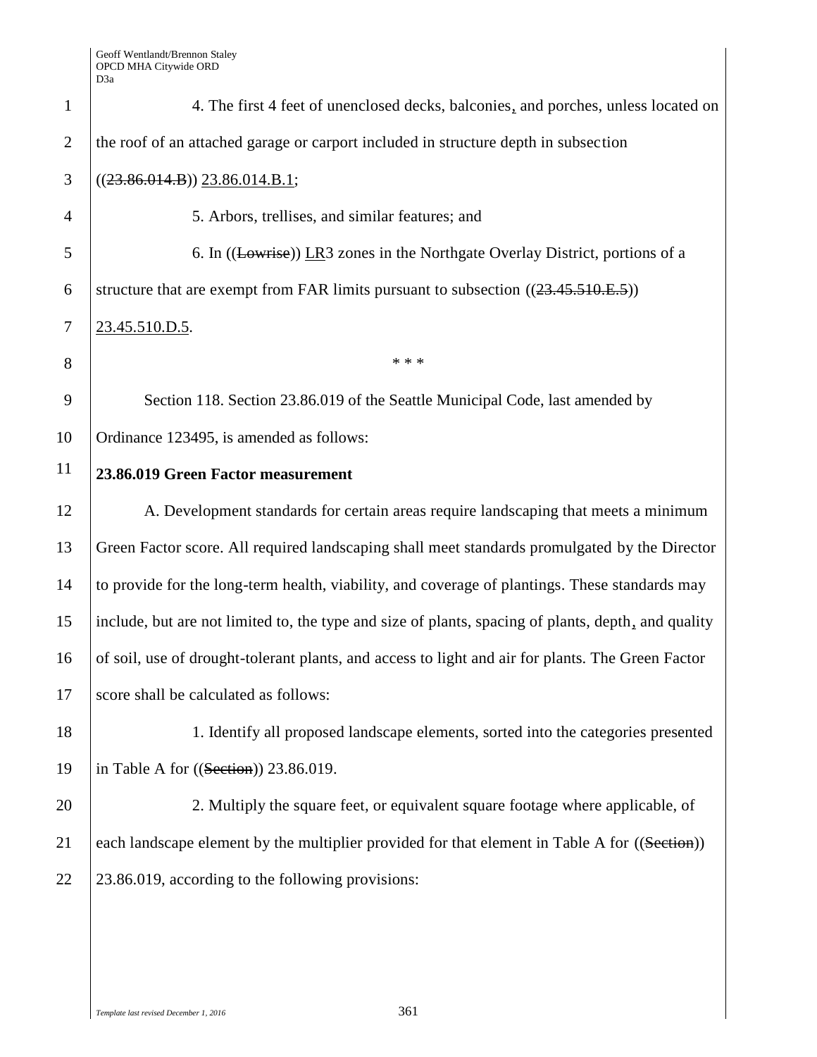4. The first 4 feet of unenclosed decks, balconies, and porches, unless located on the roof of an attached garage or carport included in structure depth in subsection ((~~23.86.014.B~~)) 23.86.014.B.1;

5. Arbors, trellises, and similar features; and

6. In ((~~Lowrise~~)) LR3 zones in the Northgate Overlay District, portions of a structure that are exempt from FAR limits pursuant to subsection ((~~23.45.510.E.5~~)) 23.45.510.D.5.

\* \* \*

Section 118. Section 23.86.019 of the Seattle Municipal Code, last amended by Ordinance 123495, is amended as follows:

**23.86.019 Green Factor measurement**

A. Development standards for certain areas require landscaping that meets a minimum Green Factor score. All required landscaping shall meet standards promulgated by the Director to provide for the long-term health, viability, and coverage of plantings. These standards may include, but are not limited to, the type and size of plants, spacing of plants, depth, and quality of soil, use of drought-tolerant plants, and access to light and air for plants. The Green Factor score shall be calculated as follows:

1. Identify all proposed landscape elements, sorted into the categories presented in Table A for ((~~Section~~)) 23.86.019.

2. Multiply the square feet, or equivalent square footage where applicable, of each landscape element by the multiplier provided for that element in Table A for ((~~Section~~)) 23.86.019, according to the following provisions: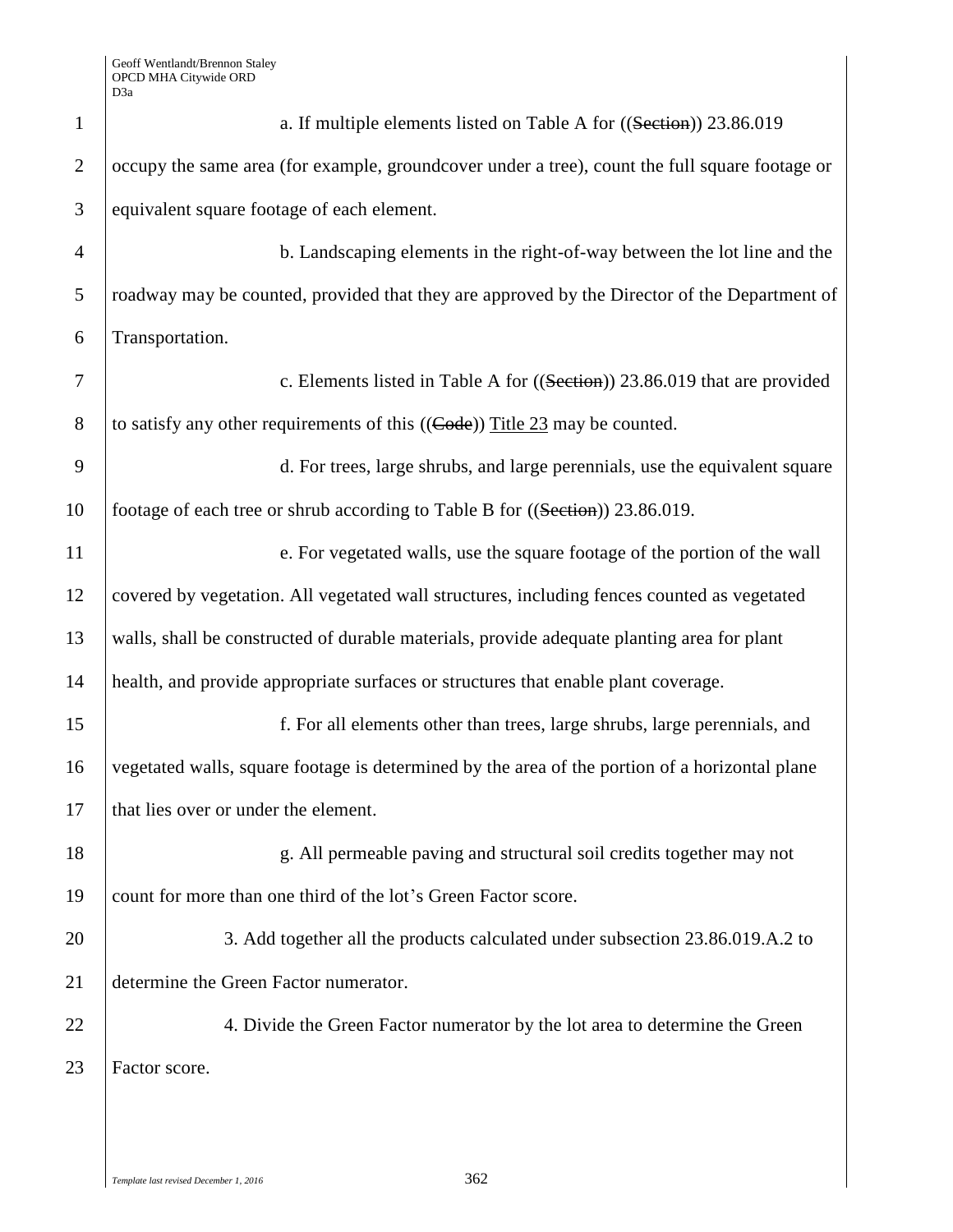a. If multiple elements listed on Table A for ((~~Section~~)) 23.86.019 occupy the same area (for example, groundcover under a tree), count the full square footage or equivalent square footage of each element.

b. Landscaping elements in the right-of-way between the lot line and the roadway may be counted, provided that they are approved by the Director of the Department of Transportation.

c. Elements listed in Table A for ((~~Section~~)) 23.86.019 that are provided to satisfy any other requirements of this ((~~Code~~)) Title 23 may be counted.

d. For trees, large shrubs, and large perennials, use the equivalent square footage of each tree or shrub according to Table B for ((~~Section~~)) 23.86.019.

e. For vegetated walls, use the square footage of the portion of the wall covered by vegetation. All vegetated wall structures, including fences counted as vegetated walls, shall be constructed of durable materials, provide adequate planting area for plant health, and provide appropriate surfaces or structures that enable plant coverage.

f. For all elements other than trees, large shrubs, large perennials, and vegetated walls, square footage is determined by the area of the portion of a horizontal plane that lies over or under the element.

g. All permeable paving and structural soil credits together may not count for more than one third of the lot's Green Factor score.

3. Add together all the products calculated under subsection 23.86.019.A.2 to determine the Green Factor numerator.

4. Divide the Green Factor numerator by the lot area to determine the Green Factor score.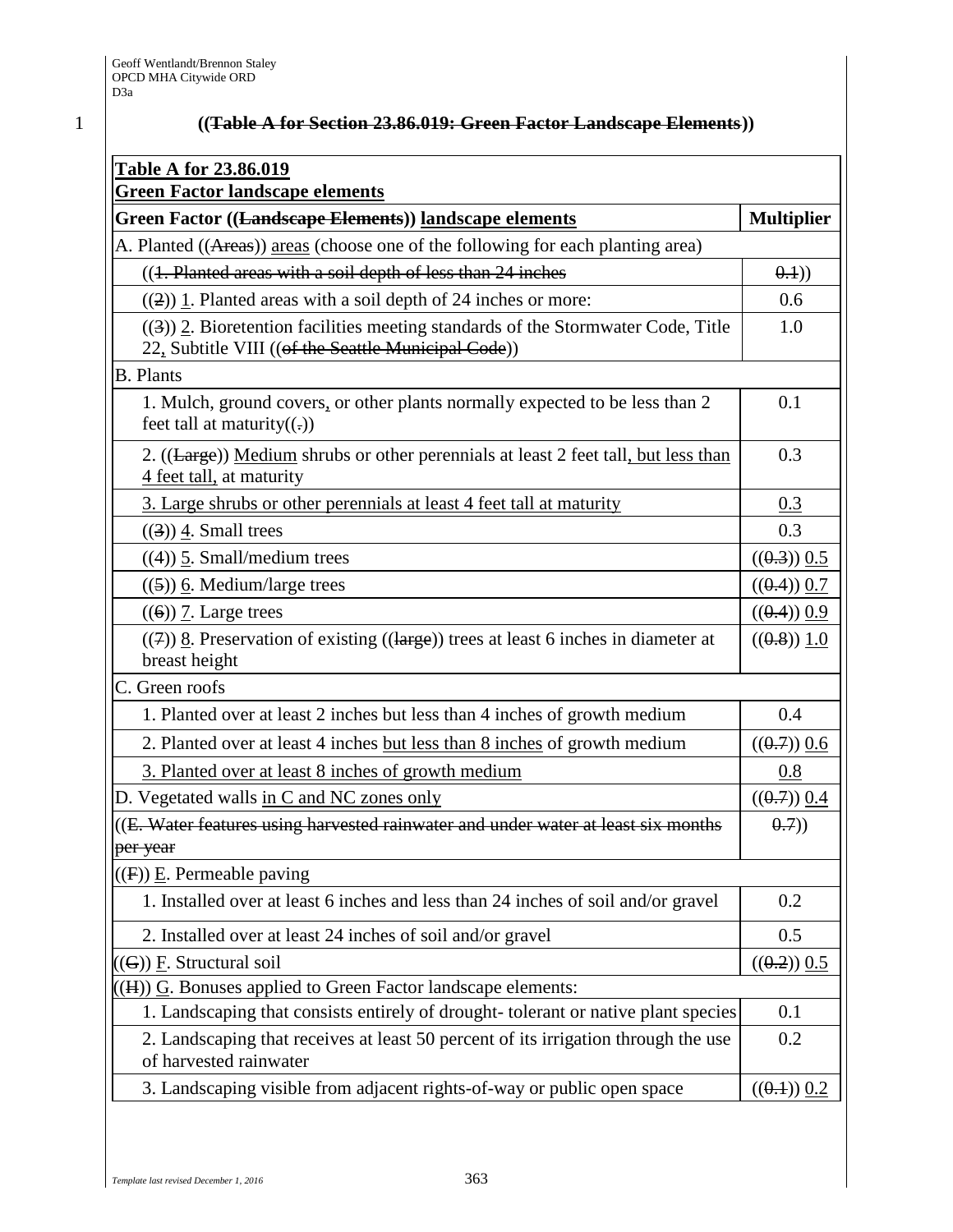**((~~Table A for Section 23.86.019: Green Factor Landscape Elements~~))**

| <u>**Table A for 23.86.019**</u><br><u>**Green Factor landscape elements**</u> | |
|---|---|
| **Green Factor ((~~Landscape Elements~~)) <u>landscape elements</u>** | **Multiplier** |
| A. Planted ((~~Areas~~)) <u>areas</u> (choose one of the following for each planting area) | |
| ((~~1. Planted areas with a soil depth of less than 24 inches~~ | ~~0.1~~)) |
| ((~~2~~)) <u>1</u>. Planted areas with a soil depth of 24 inches or more: | 0.6 |
| ((~~3~~)) <u>2</u>. Bioretention facilities meeting standards of the Stormwater Code, Title 22<u>,</u> Subtitle VIII ((~~of the Seattle Municipal Code~~)) | 1.0 |
| B. Plants | |
| 1. Mulch, ground covers<u>,</u> or other plants normally expected to be less than 2 feet tall at maturity((~~.~~)) | 0.1 |
| 2. ((~~Large~~)) <u>Medium</u> shrubs or other perennials at least 2 feet tall<u>, but less than 4 feet tall,</u> at maturity | 0.3 |
| <u>3. Large shrubs or other perennials at least 4 feet tall at maturity</u> | <u>0.3</u> |
| ((~~3~~)) <u>4</u>. Small trees | 0.3 |
| ((~~4~~)) <u>5</u>. Small/medium trees | ((~~0.3~~)) <u>0.5</u> |
| ((~~5~~)) <u>6</u>. Medium/large trees | ((~~0.4~~)) <u>0.7</u> |
| ((~~6~~)) <u>7</u>. Large trees | ((~~0.4~~)) <u>0.9</u> |
| ((~~7~~)) <u>8</u>. Preservation of existing ((~~large~~)) trees at least 6 inches in diameter at breast height | ((~~0.8~~)) <u>1.0</u> |
| C. Green roofs | |
| 1. Planted over at least 2 inches but less than 4 inches of growth medium | 0.4 |
| 2. Planted over at least 4 inches <u>but less than 8 inches</u> of growth medium | ((~~0.7~~)) <u>0.6</u> |
| <u>3. Planted over at least 8 inches of growth medium</u> | <u>0.8</u> |
| D. Vegetated walls <u>in C and NC zones only</u> | ((~~0.7~~)) <u>0.4</u> |
| ((~~E. Water features using harvested rainwater and under water at least six months per year~~ | ~~0.7~~)) |
| ((~~F~~)) <u>E</u>. Permeable paving | |
| 1. Installed over at least 6 inches and less than 24 inches of soil and/or gravel | 0.2 |
| 2. Installed over at least 24 inches of soil and/or gravel | 0.5 |
| ((~~G~~)) <u>F</u>. Structural soil | ((~~0.2~~)) <u>0.5</u> |
| ((~~H~~)) <u>G</u>. Bonuses applied to Green Factor landscape elements: | |
| 1. Landscaping that consists entirely of drought- tolerant or native plant species | 0.1 |
| 2. Landscaping that receives at least 50 percent of its irrigation through the use of harvested rainwater | 0.2 |
| 3. Landscaping visible from adjacent rights-of-way or public open space | ((~~0.1~~)) <u>0.2</u> |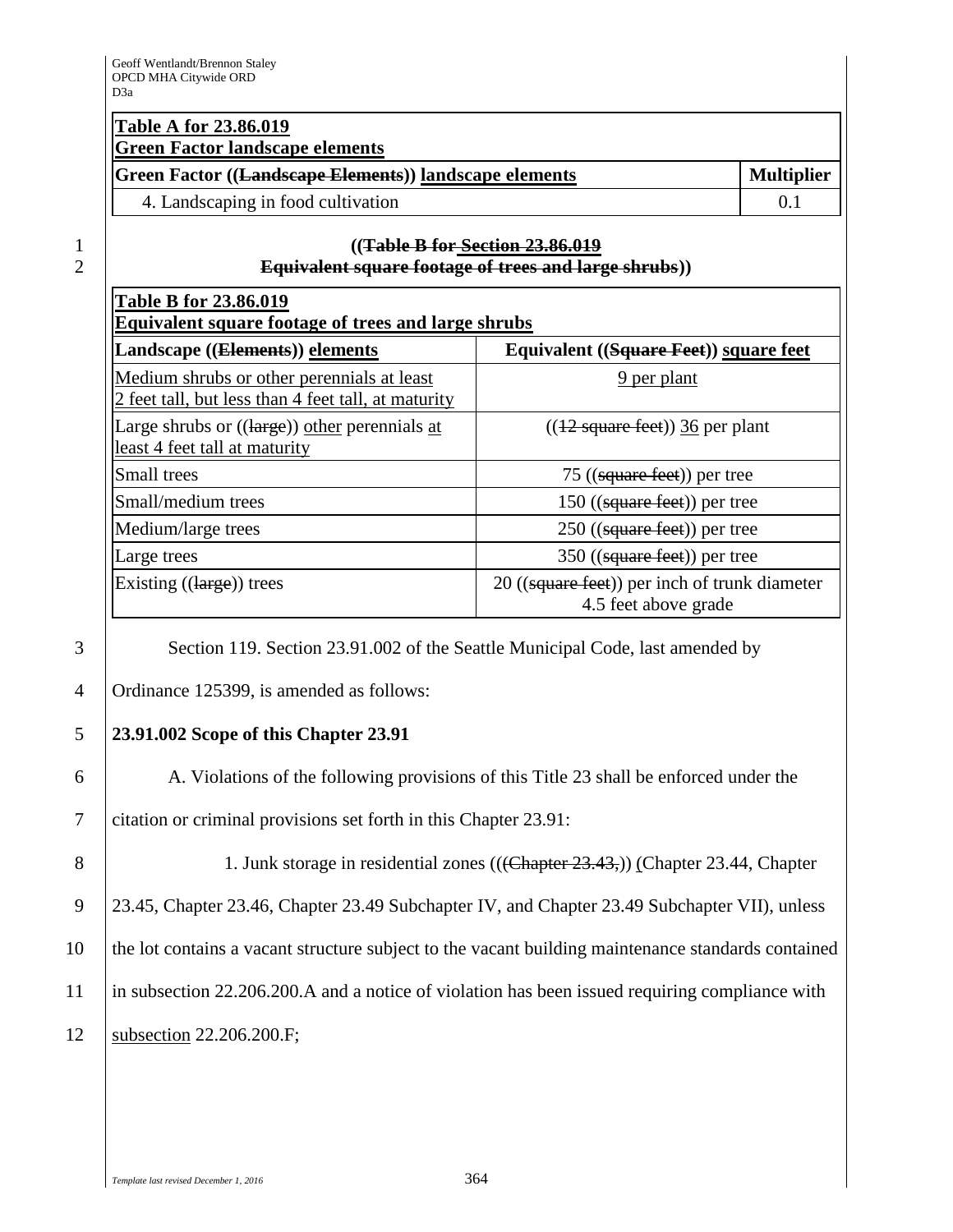| **Table A for 23.86.019**<br>**Green Factor landscape elements** | |
|---|---|
| **Green Factor ((~~Landscape Elements~~)) landscape elements** | **Multiplier** |
| 4. Landscaping in food cultivation | 0.1 |

**((~~Table B for Section 23.86.019~~**
**~~Equivalent square footage of trees and large shrubs~~))**

| **Table B for 23.86.019**<br>**Equivalent square footage of trees and large shrubs** | |
|---|---|
| **Landscape ((~~Elements~~)) elements** | **Equivalent ((~~Square Feet~~)) square feet** |
| Medium shrubs or other perennials at least 2 feet tall, but less than 4 feet tall, at maturity | 9 per plant |
| Large shrubs or ((~~large~~)) other perennials at least 4 feet tall at maturity | ((~~12 square feet~~)) 36 per plant |
| Small trees | 75 ((~~square feet~~)) per tree |
| Small/medium trees | 150 ((~~square feet~~)) per tree |
| Medium/large trees | 250 ((~~square feet~~)) per tree |
| Large trees | 350 ((~~square feet~~)) per tree |
| Existing ((~~large~~)) trees | 20 ((~~square feet~~)) per inch of trunk diameter 4.5 feet above grade |

Section 119. Section 23.91.002 of the Seattle Municipal Code, last amended by Ordinance 125399, is amended as follows:

**23.91.002 Scope of this Chapter 23.91**

A. Violations of the following provisions of this Title 23 shall be enforced under the citation or criminal provisions set forth in this Chapter 23.91:

1. Junk storage in residential zones ((~~(Chapter 23.43,~~)) (Chapter 23.44, Chapter 23.45, Chapter 23.46, Chapter 23.49 Subchapter IV, and Chapter 23.49 Subchapter VII), unless the lot contains a vacant structure subject to the vacant building maintenance standards contained in subsection 22.206.200.A and a notice of violation has been issued requiring compliance with subsection 22.206.200.F;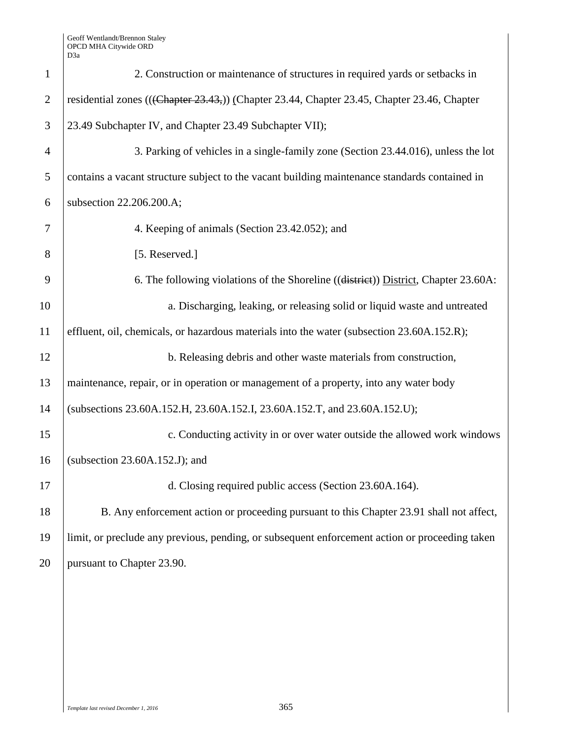2. Construction or maintenance of structures in required yards or setbacks in residential zones ((~~(Chapter 23.43,~~)) (Chapter 23.44, Chapter 23.45, Chapter 23.46, Chapter 23.49 Subchapter IV, and Chapter 23.49 Subchapter VII);

3. Parking of vehicles in a single-family zone (Section 23.44.016), unless the lot contains a vacant structure subject to the vacant building maintenance standards contained in subsection 22.206.200.A;

4. Keeping of animals (Section 23.42.052); and

[5. Reserved.]

6. The following violations of the Shoreline ((~~district~~)) <u>District</u>, Chapter 23.60A:

a. Discharging, leaking, or releasing solid or liquid waste and untreated effluent, oil, chemicals, or hazardous materials into the water (subsection 23.60A.152.R);

b. Releasing debris and other waste materials from construction, maintenance, repair, or in operation or management of a property, into any water body (subsections 23.60A.152.H, 23.60A.152.I, 23.60A.152.T, and 23.60A.152.U);

c. Conducting activity in or over water outside the allowed work windows (subsection 23.60A.152.J); and

d. Closing required public access (Section 23.60A.164).

B. Any enforcement action or proceeding pursuant to this Chapter 23.91 shall not affect, limit, or preclude any previous, pending, or subsequent enforcement action or proceeding taken pursuant to Chapter 23.90.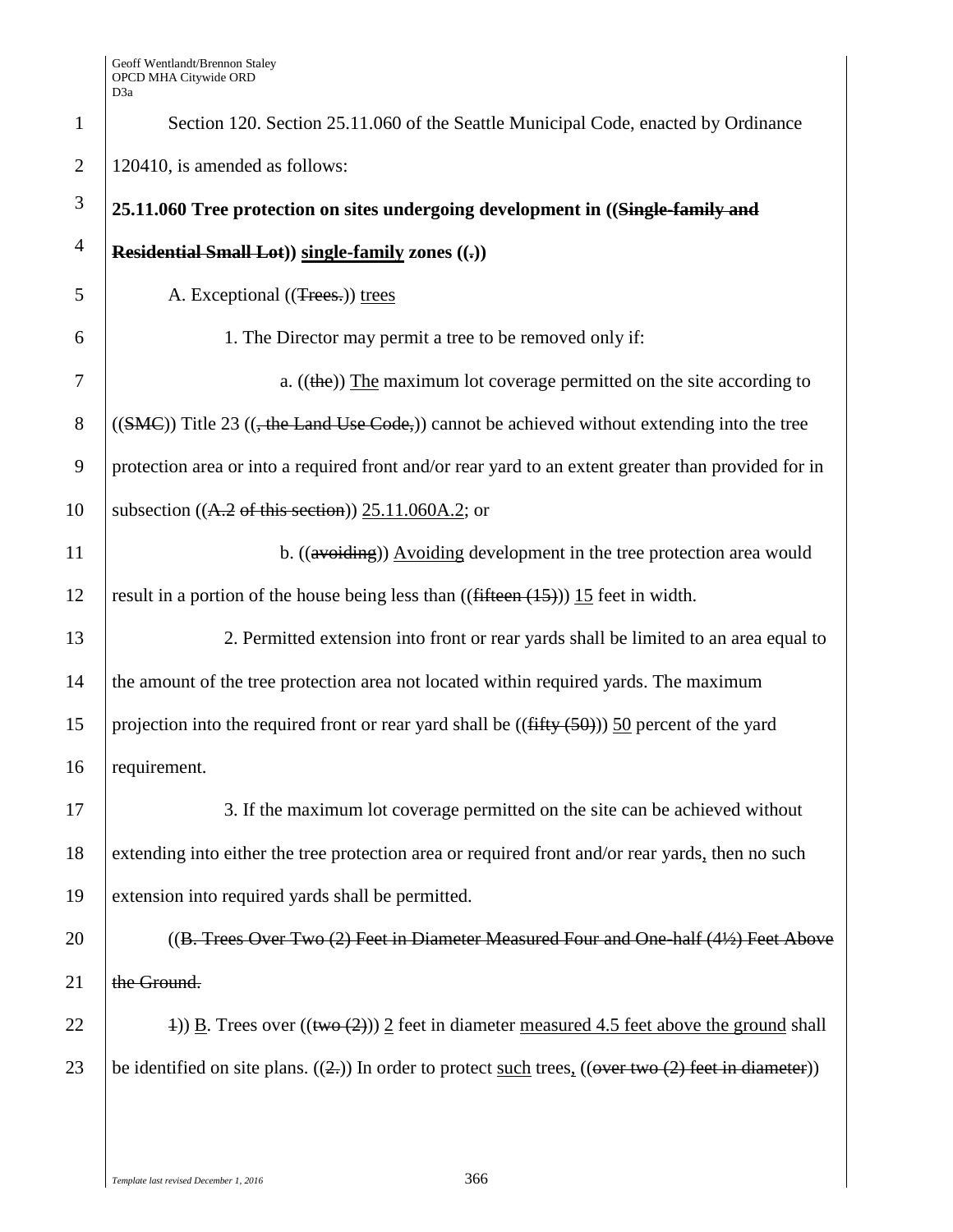Section 120. Section 25.11.060 of the Seattle Municipal Code, enacted by Ordinance 120410, is amended as follows:

**25.11.060 Tree protection on sites undergoing development in ((~~Single-family and Residential Small Lot~~)) <u>single-family</u> zones ((~~.~~))**

A. Exceptional ((~~Trees.~~)) <u>trees</u>

1. The Director may permit a tree to be removed only if:

a. ((~~the~~)) <u>The</u> maximum lot coverage permitted on the site according to ((~~SMC~~)) Title 23 ((~~, the Land Use Code,~~)) cannot be achieved without extending into the tree protection area or into a required front and/or rear yard to an extent greater than provided for in subsection ((~~A.2 of this section~~)) <u>25.11.060A.2</u>; or

b. ((~~avoiding~~)) <u>Avoiding</u> development in the tree protection area would result in a portion of the house being less than ((~~fifteen (15)~~)) <u>15</u> feet in width.

2. Permitted extension into front or rear yards shall be limited to an area equal to the amount of the tree protection area not located within required yards. The maximum projection into the required front or rear yard shall be ((~~fifty (50)~~)) <u>50</u> percent of the yard requirement.

3. If the maximum lot coverage permitted on the site can be achieved without extending into either the tree protection area or required front and/or rear yards<u>,</u> then no such extension into required yards shall be permitted.

((~~B. Trees Over Two (2) Feet in Diameter Measured Four and One-half (4½) Feet Above the Ground.~~

~~1~~)) <u>B</u>. Trees over ((~~two (2)~~)) <u>2</u> feet in diameter <u>measured 4.5 feet above the ground</u> shall be identified on site plans. ((~~2.~~)) In order to protect <u>such</u> trees<u>,</u> ((~~over two (2) feet in diameter~~))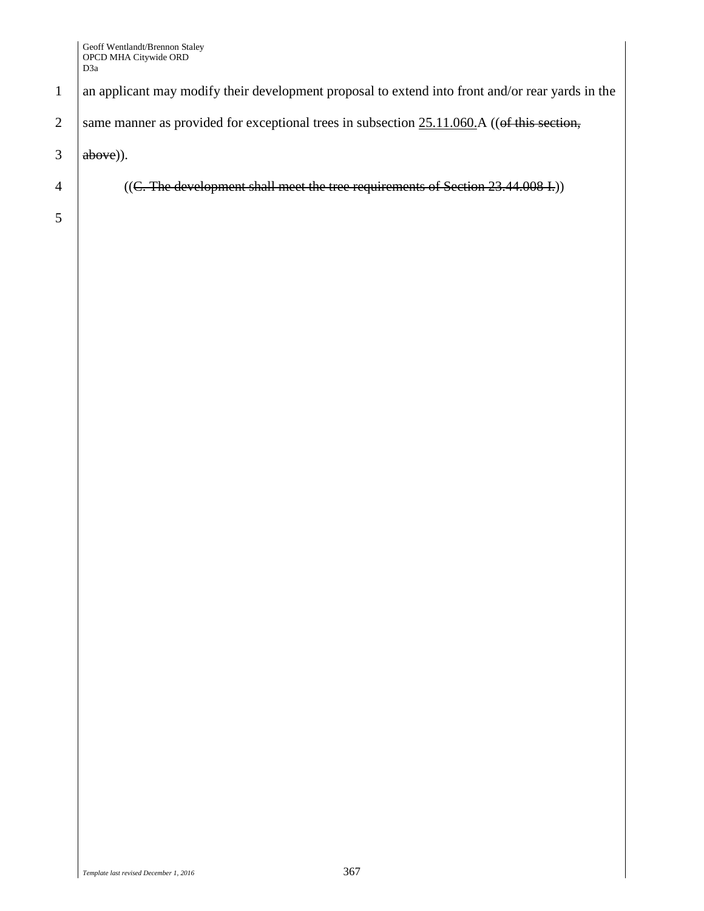an applicant may modify their development proposal to extend into front and/or rear yards in the same manner as provided for exceptional trees in subsection 25.11.060.A ((~~of this section, above~~)).

((~~C. The development shall meet the tree requirements of Section 23.44.008 I.~~))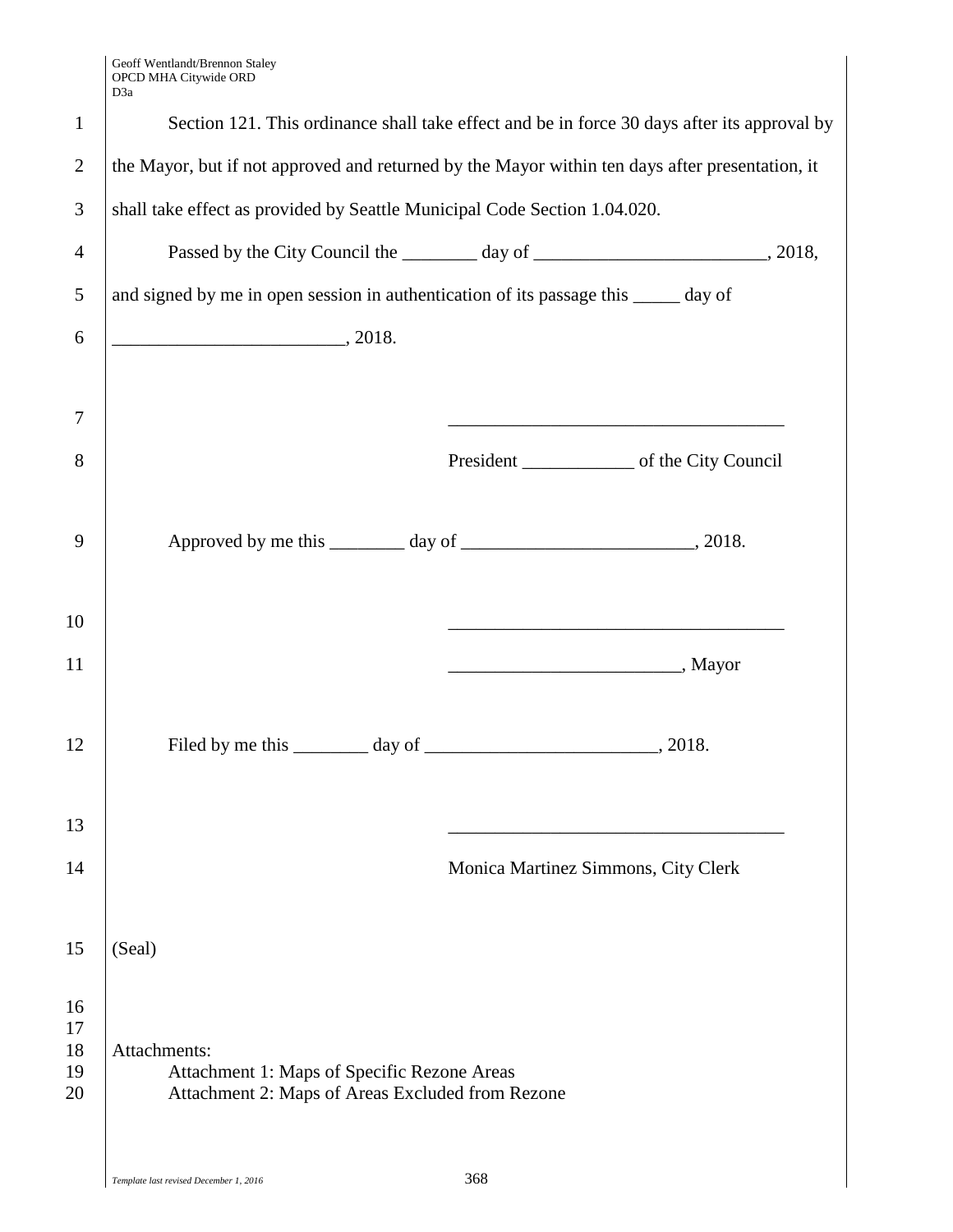Section 121. This ordinance shall take effect and be in force 30 days after its approval by the Mayor, but if not approved and returned by the Mayor within ten days after presentation, it shall take effect as provided by Seattle Municipal Code Section 1.04.020.

Passed by the City Council the ________ day of _________________________, 2018, and signed by me in open session in authentication of its passage this _____ day of _________________________, 2018.

___________________________________

President ____________ of the City Council

Approved by me this ________ day of _________________________, 2018.

___________________________________

_________________________, Mayor

Filed by me this ________ day of _________________________, 2018.

___________________________________

Monica Martinez Simmons, City Clerk

(Seal)

Attachments:

Attachment 1: Maps of Specific Rezone Areas

Attachment 2: Maps of Areas Excluded from Rezone